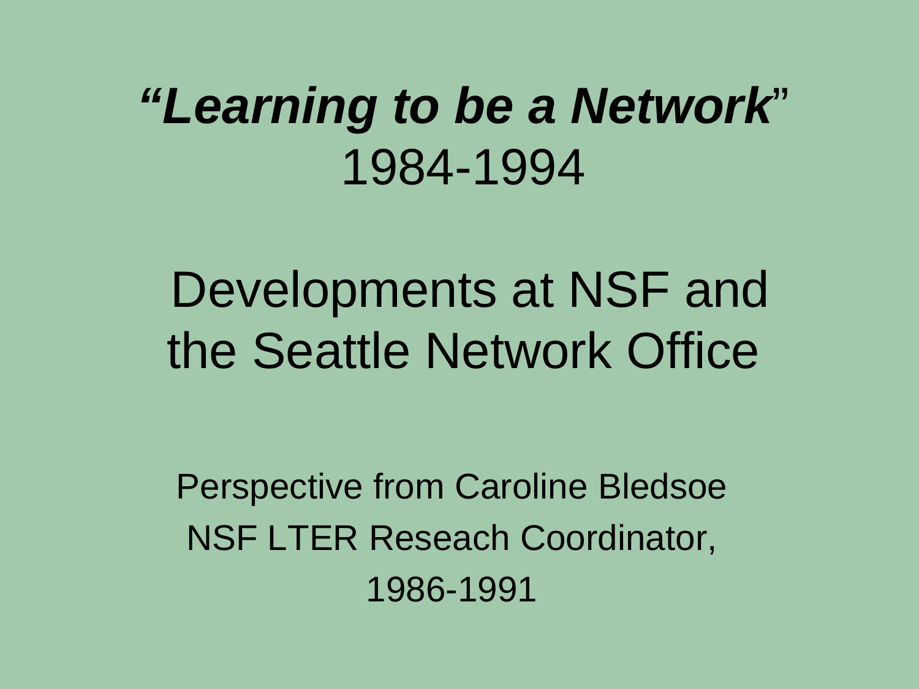# *"Learning to be a Network"* 1984-1994

## Developments at NSF and the Seattle Network Office

Perspective from Caroline Bledsoe

NSF LTER Reseach Coordinator,

1986-1991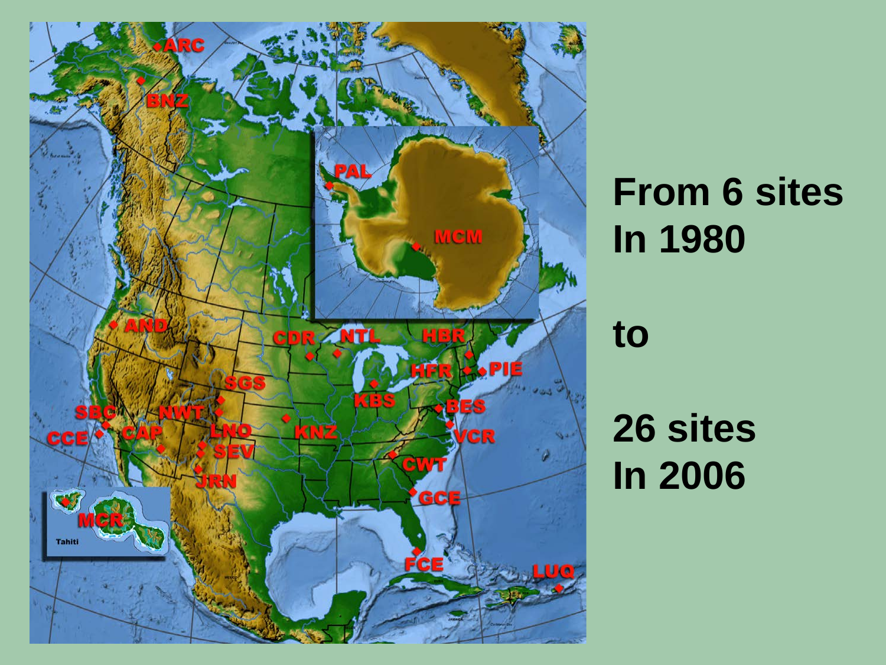From 6 sites
In 1980

to

26 sites
In 2006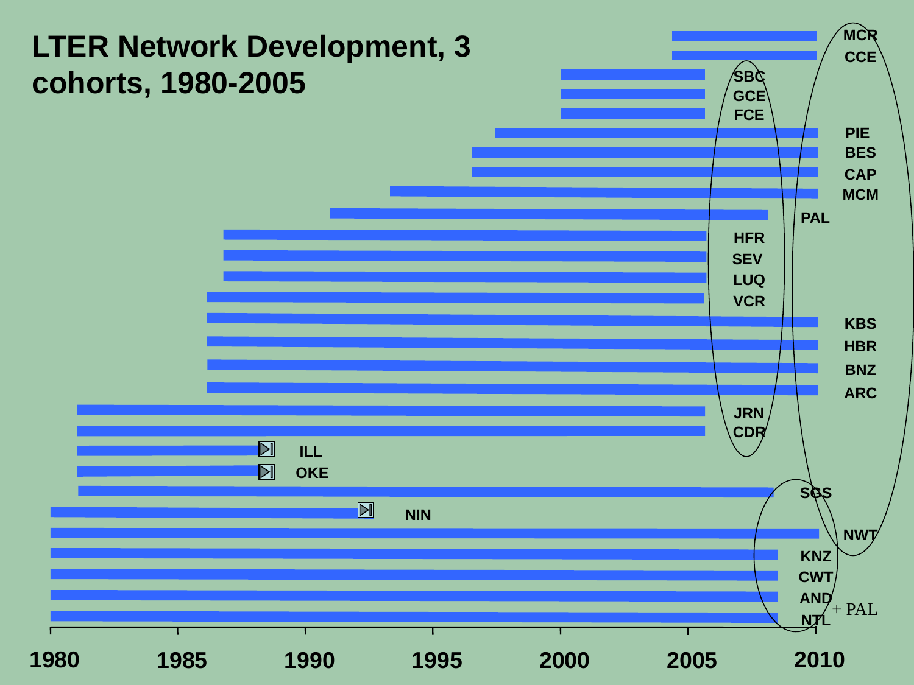# LTER Network Development, 3 cohorts, 1980-2005

MCR

CCE

SBC

GCE

FCE

PIE

BES

CAP

MCM

PAL

HFR

SEV

LUQ

VCR

KBS

HBR

BNZ

ARC

JRN

CDR

ILL

OKE

SGS

NIN

NWT

KNZ

CWT

AND

NTL

+ PAL

1980 1985 1990 1995 2000 2005 2010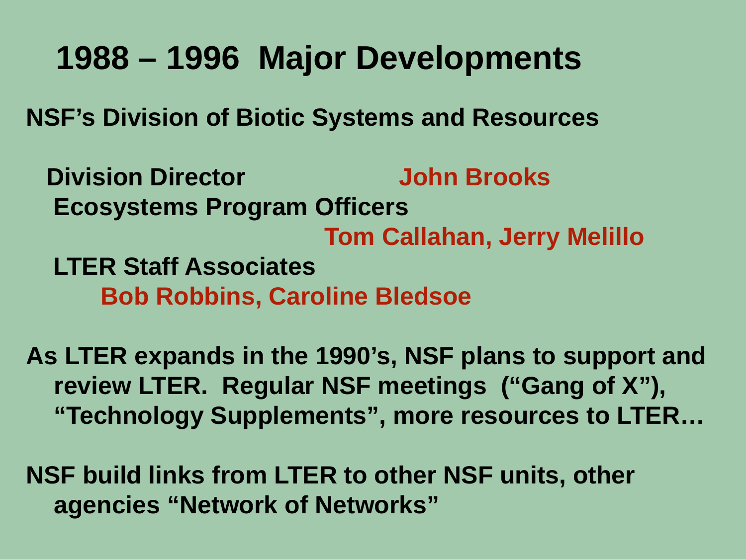# 1988 – 1996 Major Developments

**NSF's Division of Biotic Systems and Resources**

**Division Director** **John Brooks**

**Ecosystems Program Officers**

**Tom Callahan, Jerry Melillo**

**LTER Staff Associates**

**Bob Robbins, Caroline Bledsoe**

**As LTER expands in the 1990's, NSF plans to support and review LTER. Regular NSF meetings ("Gang of X"), "Technology Supplements", more resources to LTER…**

**NSF build links from LTER to other NSF units, other agencies "Network of Networks"**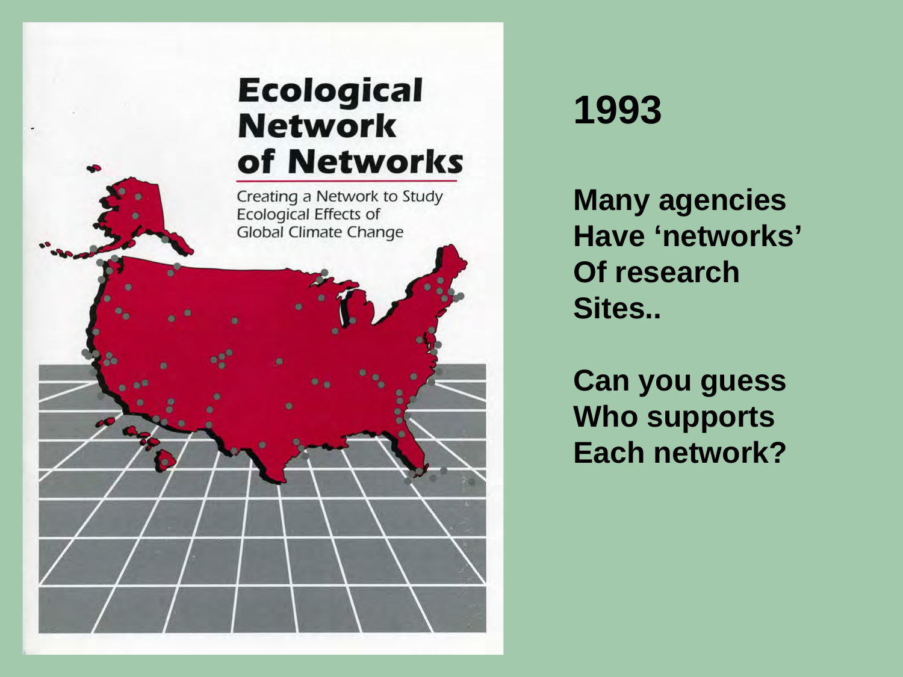# Ecological Network of Networks

Creating a Network to Study Ecological Effects of Global Climate Change

**1993**

**Many agencies Have 'networks' Of research Sites..**

**Can you guess Who supports Each network?**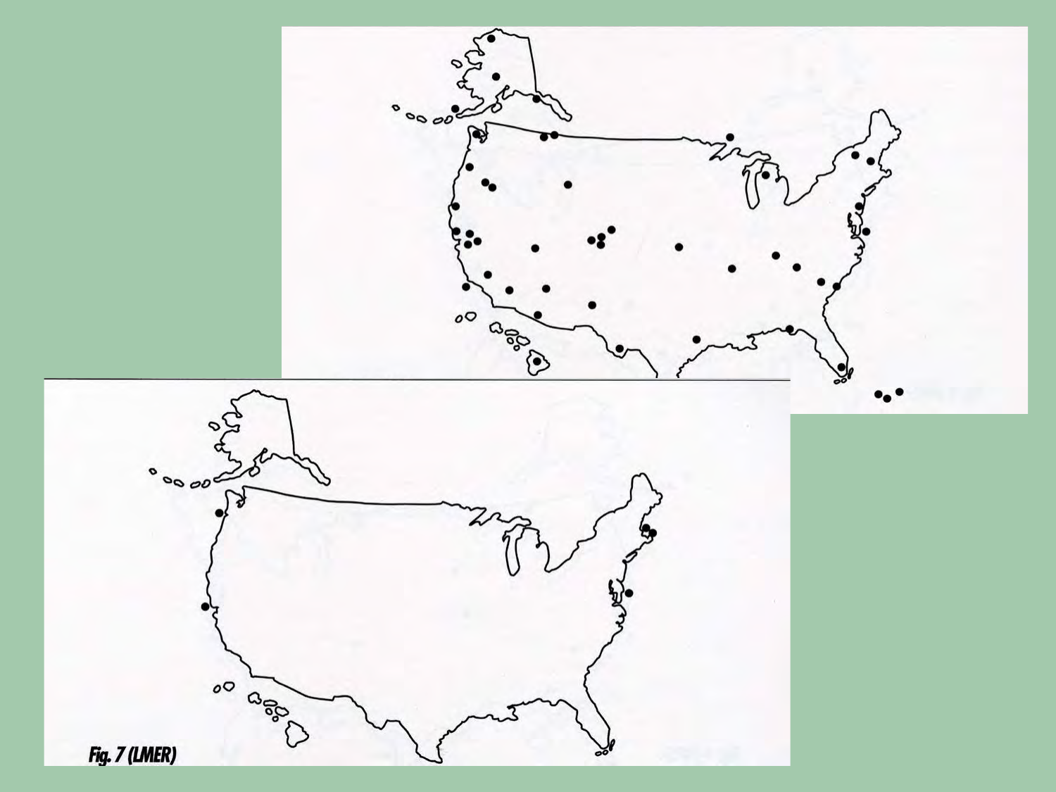Fig. 7 (LMER)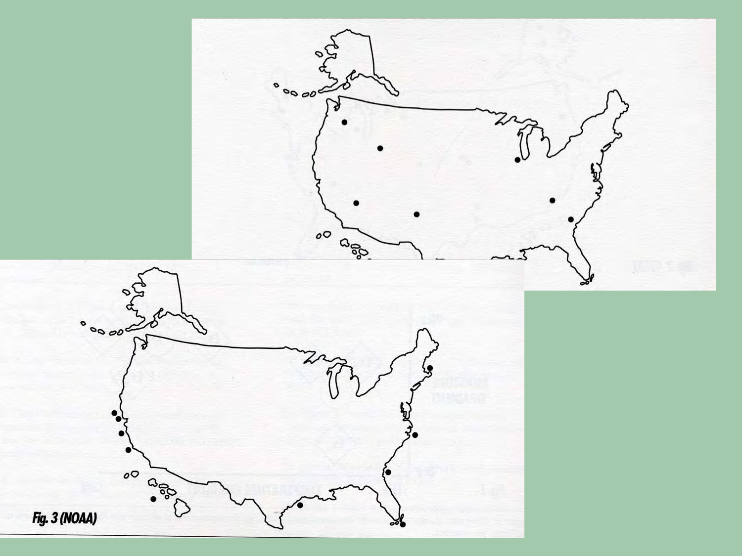*Fig. 3 (NOAA)*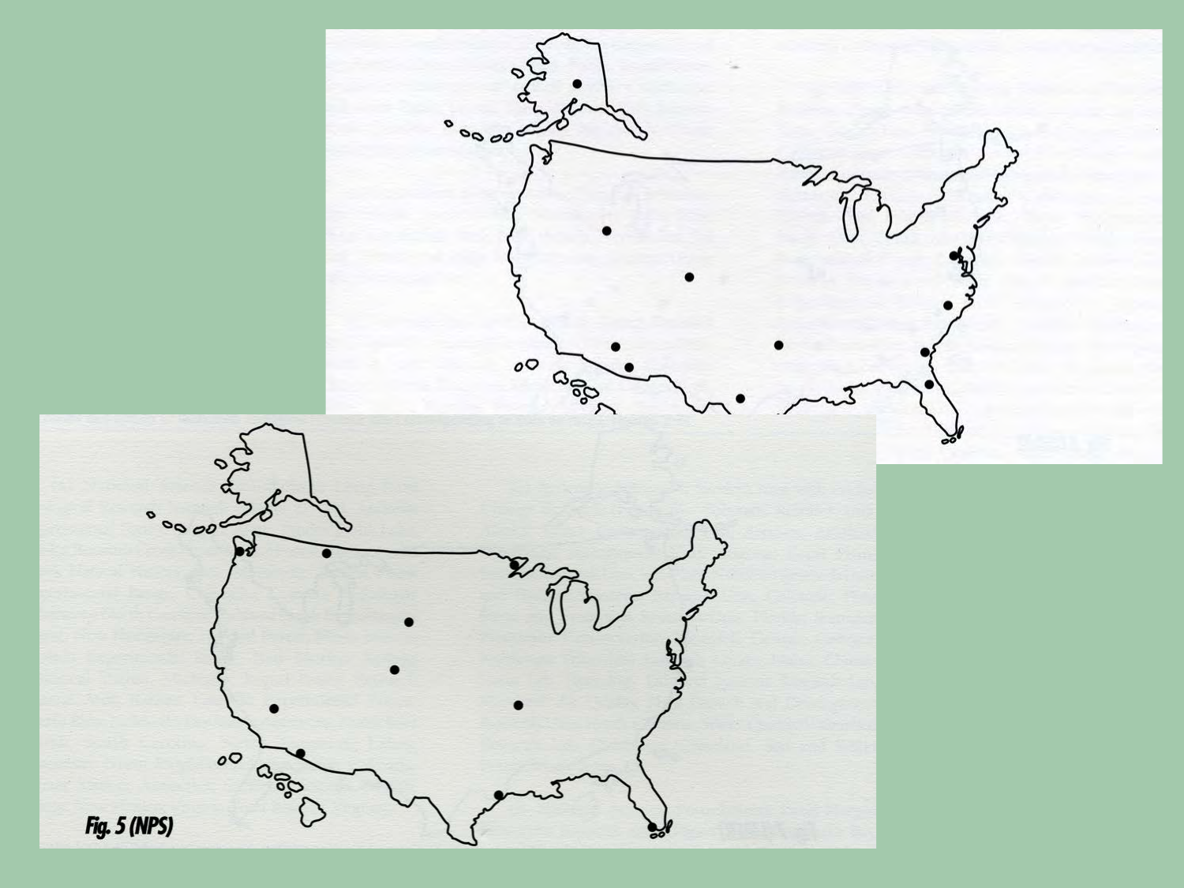*Fig. 5 (NPS)*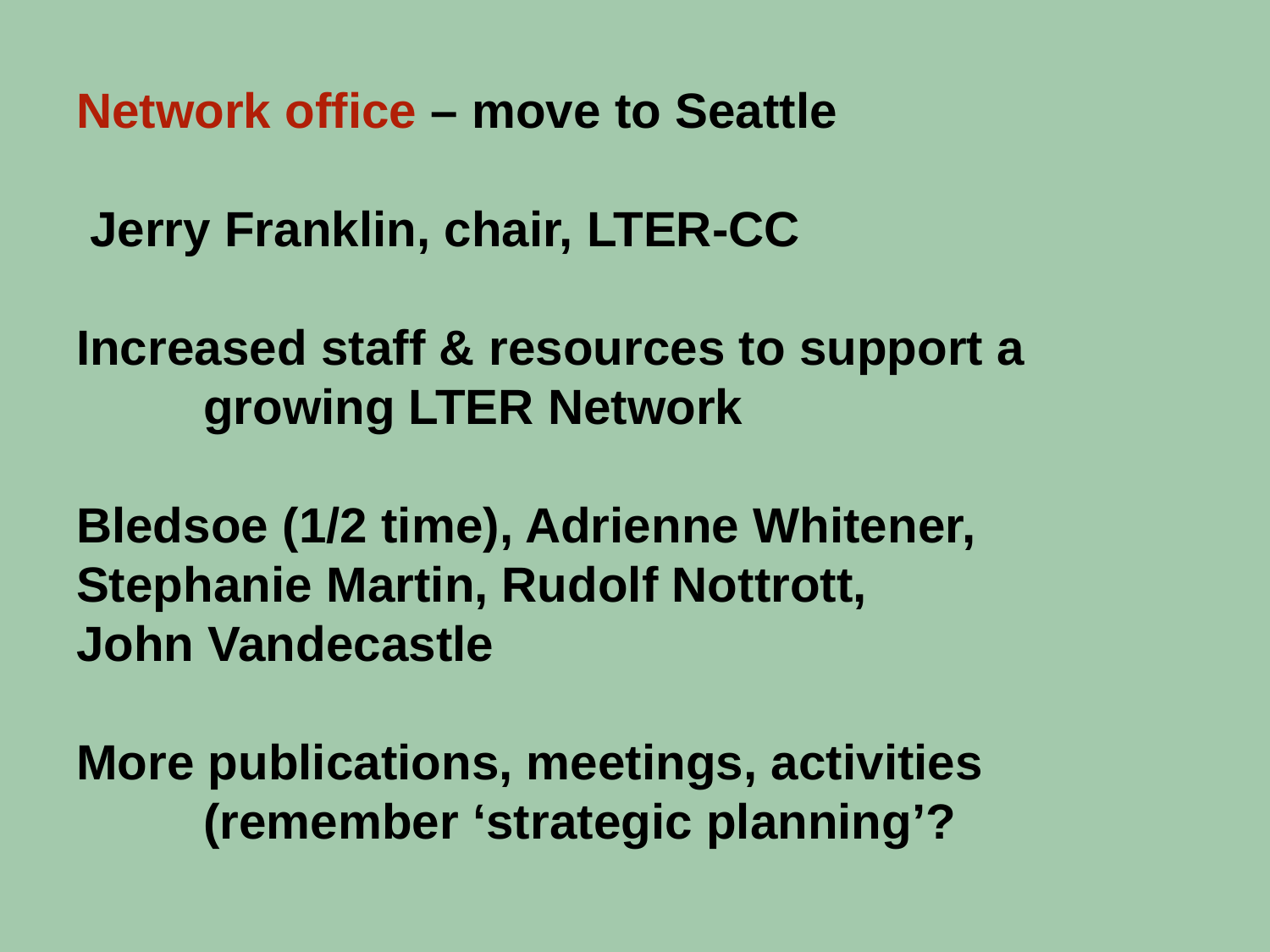**Network office – move to Seattle**

**Jerry Franklin, chair, LTER-CC**

**Increased staff & resources to support a growing LTER Network**

**Bledsoe (1/2 time), Adrienne Whitener, Stephanie Martin, Rudolf Nottrott, John Vandecastle**

**More publications, meetings, activities (remember 'strategic planning'?**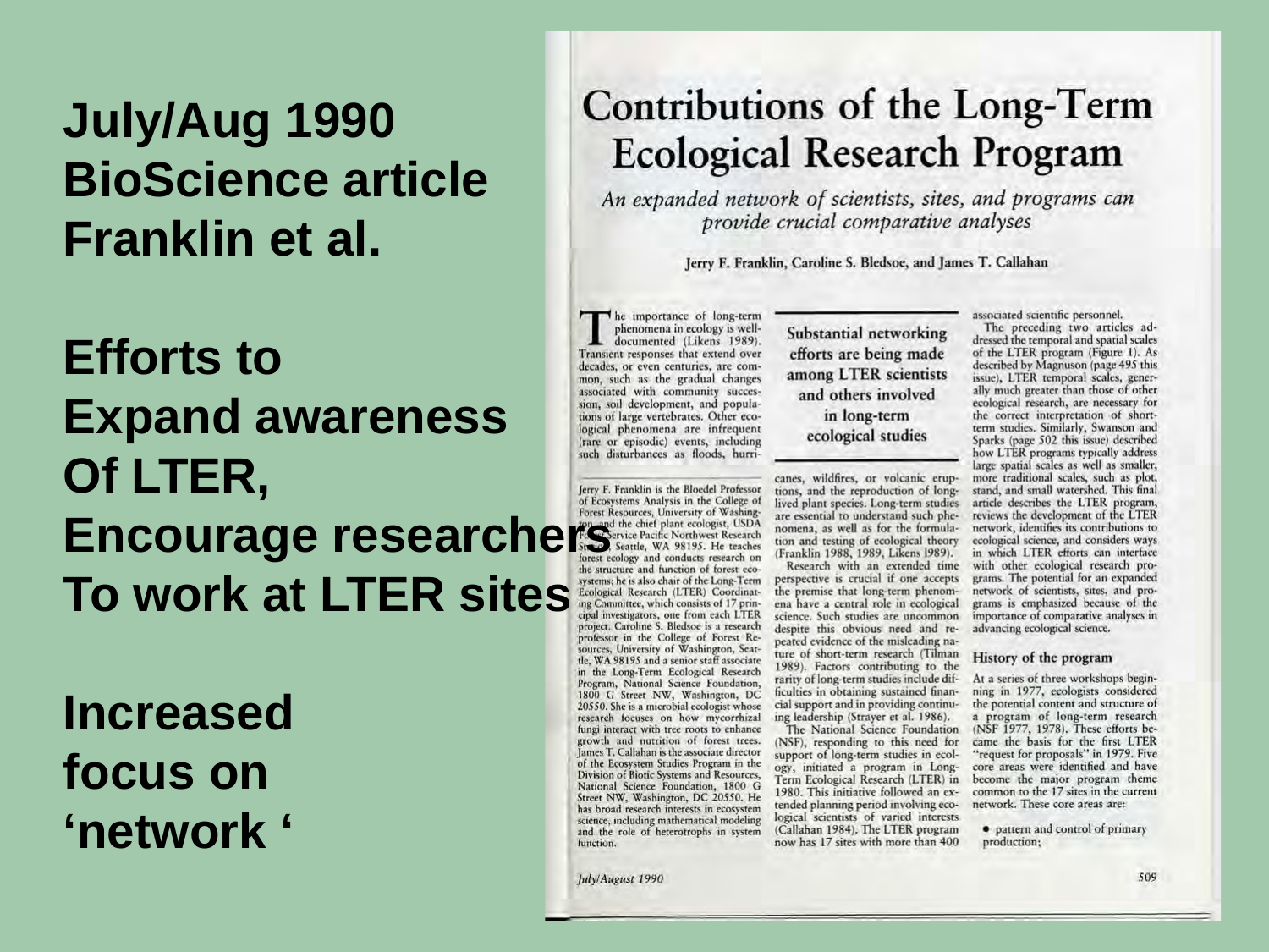**July/Aug 1990**
**BioScience article**
**Franklin et al.**

**Efforts to**
**Expand awareness**
**Of LTER,**
**Encourage researchers**
**To work at LTER sites**

**Increased**
**focus on**
**'network '**

# Contributions of the Long-Term Ecological Research Program

*An expanded network of scientists, sites, and programs can provide crucial comparative analyses*

Jerry F. Franklin, Caroline S. Bledsoe, and James T. Callahan

The importance of long-term phenomena in ecology is well-documented (Likens 1989). Transient responses that extend over decades, or even centuries, are common, such as the gradual changes associated with community succession, soil development, and populations of large vertebrates. Other ecological phenomena are infrequent (rare or episodic) events, including such disturbances as floods, hurricanes, wildfires, or volcanic eruptions, and the reproduction of long-lived plant species. Long-term studies are essential to understand such phenomena, as well as for the formulation and testing of ecological theory (Franklin 1988, 1989, Likens 1989).

Research with an extended time perspective is crucial if one accepts the premise that long-term phenomena have a central role in ecological science. Such studies are uncommon despite this obvious need and repeated evidence of the misleading nature of short-term research (Tilman 1989). Factors contributing to the rarity of long-term studies include difficulties in obtaining sustained financial support and in providing continuing leadership (Strayer et al. 1986).

The National Science Foundation (NSF), responding to this need for support of long-term studies in ecology, initiated a program in Long-Term Ecological Research (LTER) in 1980. This initiative followed an extended planning period involving ecological scientists of varied interests (Callahan 1984). The LTER program now has 17 sites with more than 400 associated scientific personnel.

> **Substantial networking efforts are being made among LTER scientists and others involved in long-term ecological studies**

The preceding two articles addressed the temporal and spatial scales of the LTER program (Figure 1). As described by Magnuson (page 495 this issue), LTER temporal scales, generally much greater than those of other ecological research, are necessary for the correct interpretation of short-term studies. Similarly, Swanson and Sparks (page 502 this issue) described how LTER programs typically address large spatial scales as well as smaller, more traditional scales, such as plot, stand, and small watershed. This final article describes the LTER program, reviews the development of the LTER network, identifies its contributions to ecological science, and considers ways in which LTER efforts can interface with other ecological research programs. The potential for an expanded network of scientists, sites, and programs is emphasized because of the importance of comparative analyses in advancing ecological science.

Jerry F. Franklin is the Bloedel Professor of Ecosystems Analysis in the College of Forest Resources, University of Washington, and the chief plant ecologist, USDA Forest Service Pacific Northwest Research Station, Seattle, WA 98195. He teaches forest ecology and conducts research on the structure and function of forest ecosystems; he is also chair of the Long-Term Ecological Research (LTER) Coordinating Committee, which consists of 17 principal investigators, one from each LTER project. Caroline S. Bledsoe is a research professor in the College of Forest Resources, University of Washington, Seattle, WA 98195 and a senior staff associate in the Long-Term Ecological Research Program, National Science Foundation, 1800 G Street NW, Washington, DC 20550. She is a microbial ecologist whose research focuses on how mycorrhizal fungi interact with tree roots to enhance growth and nutrition of forest trees. James T. Callahan is the associate director of the Ecosystem Studies Program in the Division of Biotic Systems and Resources, National Science Foundation, 1800 G Street NW, Washington, DC 20550. He has broad research interests in ecosystem science, including mathematical modeling and the role of heterotrophs in system function.

## History of the program

At a series of three workshops beginning in 1977, ecologists considered the potential content and structure of a program of long-term research (NSF 1977, 1978). These efforts became the basis for the first LTER "request for proposals" in 1979. Five core areas were identified and have become the major program theme common to the 17 sites in the current network. These core areas are:

- pattern and control of primary production;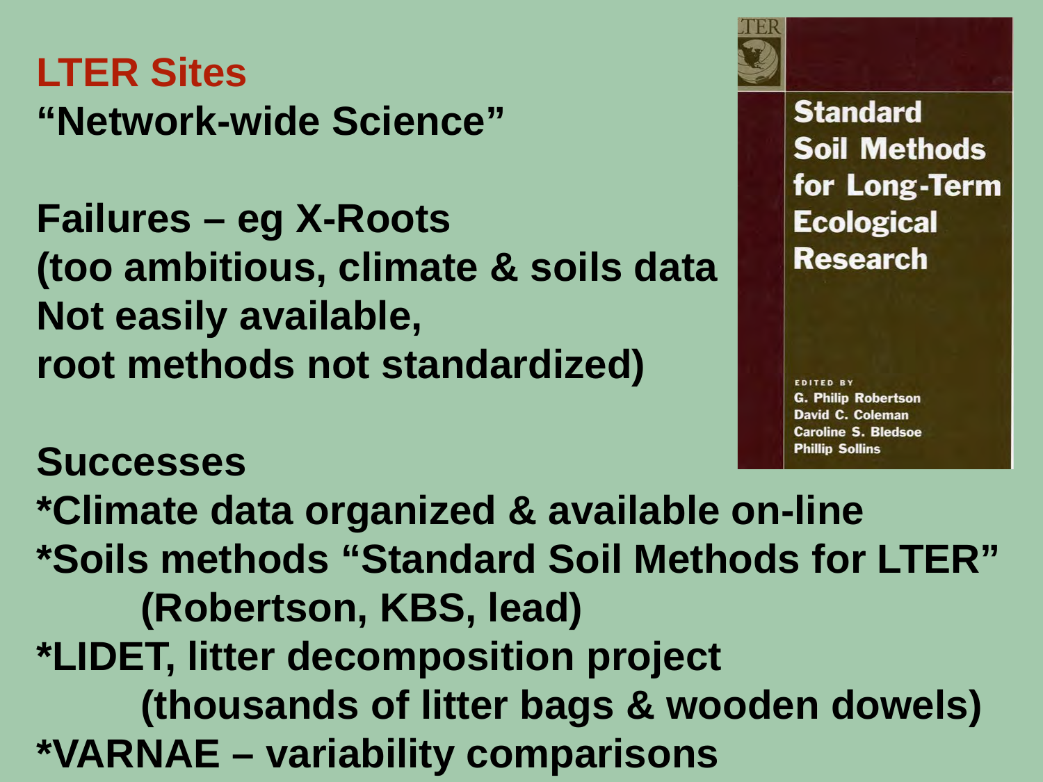## LTER Sites

**"Network-wide Science"**

**Failures – eg X-Roots (too ambitious, climate & soils data Not easily available, root methods not standardized)**

**Standard Soil Methods for Long-Term Ecological Research**

EDITED BY
G. Philip Robertson
David C. Coleman
Caroline S. Bledsoe
Phillip Sollins

**Successes**

**\*Climate data organized & available on-line**

**\*Soils methods "Standard Soil Methods for LTER" (Robertson, KBS, lead)**

**\*LIDET, litter decomposition project (thousands of litter bags & wooden dowels)**

**\*VARNAE – variability comparisons**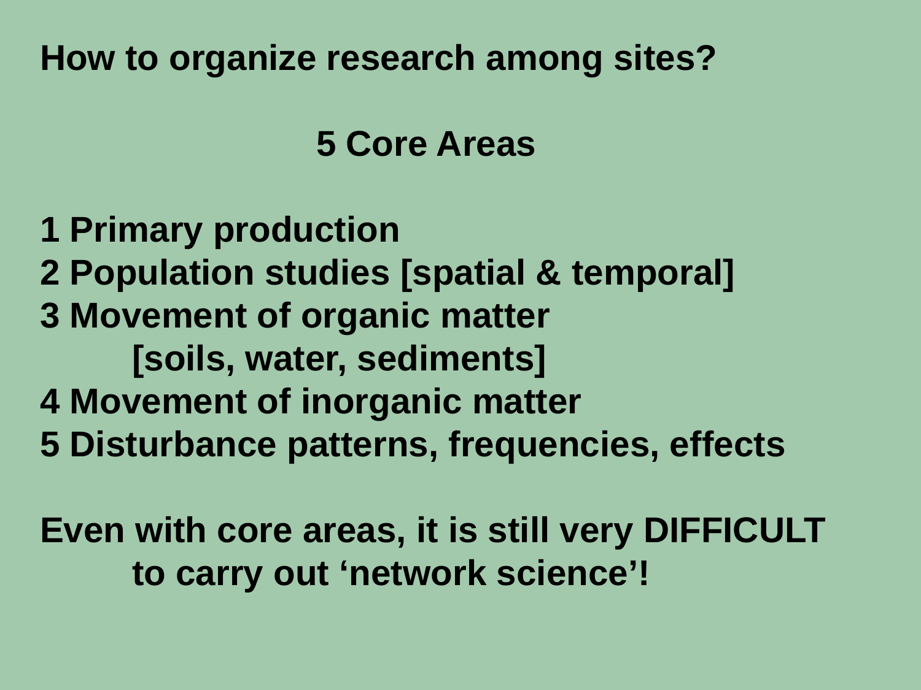**How to organize research among sites?**

## 5 Core Areas

**1 Primary production**
**2 Population studies [spatial & temporal]**
**3 Movement of organic matter**
**[soils, water, sediments]**
**4 Movement of inorganic matter**
**5 Disturbance patterns, frequencies, effects**

**Even with core areas, it is still very DIFFICULT to carry out ‘network science’!**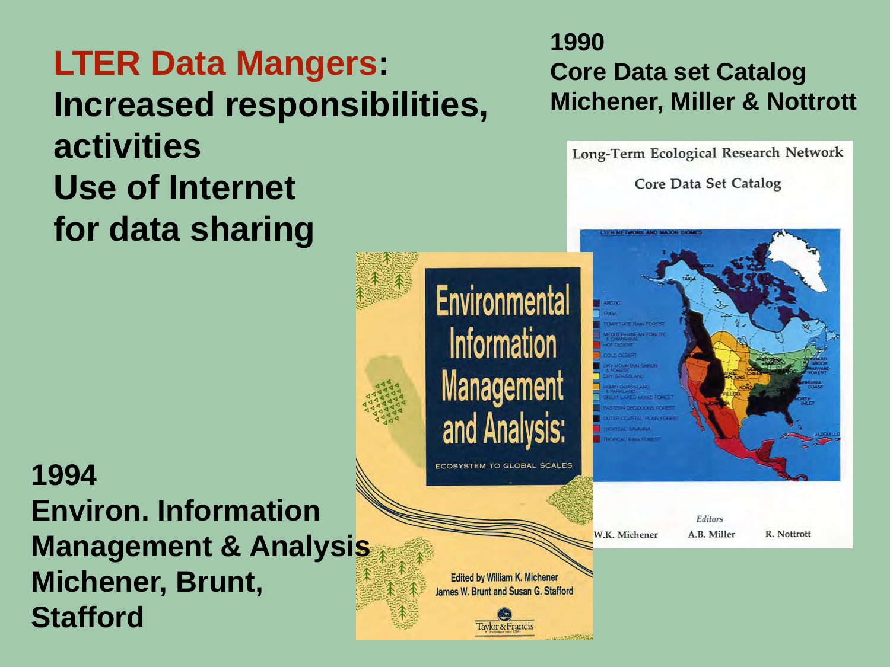## LTER Data Mangers: Increased responsibilities, activities Use of Internet for data sharing

**1990**
**Core Data set Catalog**
**Michener, Miller & Nottrott**

**1994**
**Environ. Information Management & Analysis**
**Michener, Brunt, Stafford**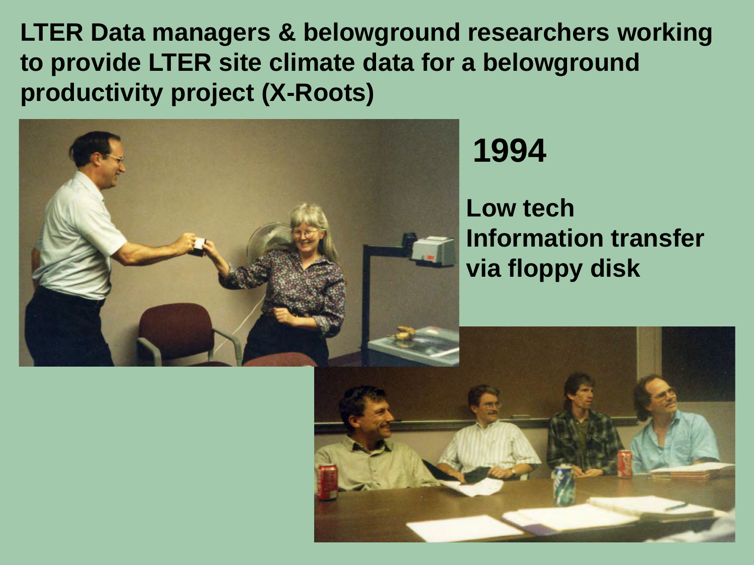**LTER Data managers & belowground researchers working to provide LTER site climate data for a belowground productivity project (X-Roots)**

**1994**

**Low tech Information transfer via floppy disk**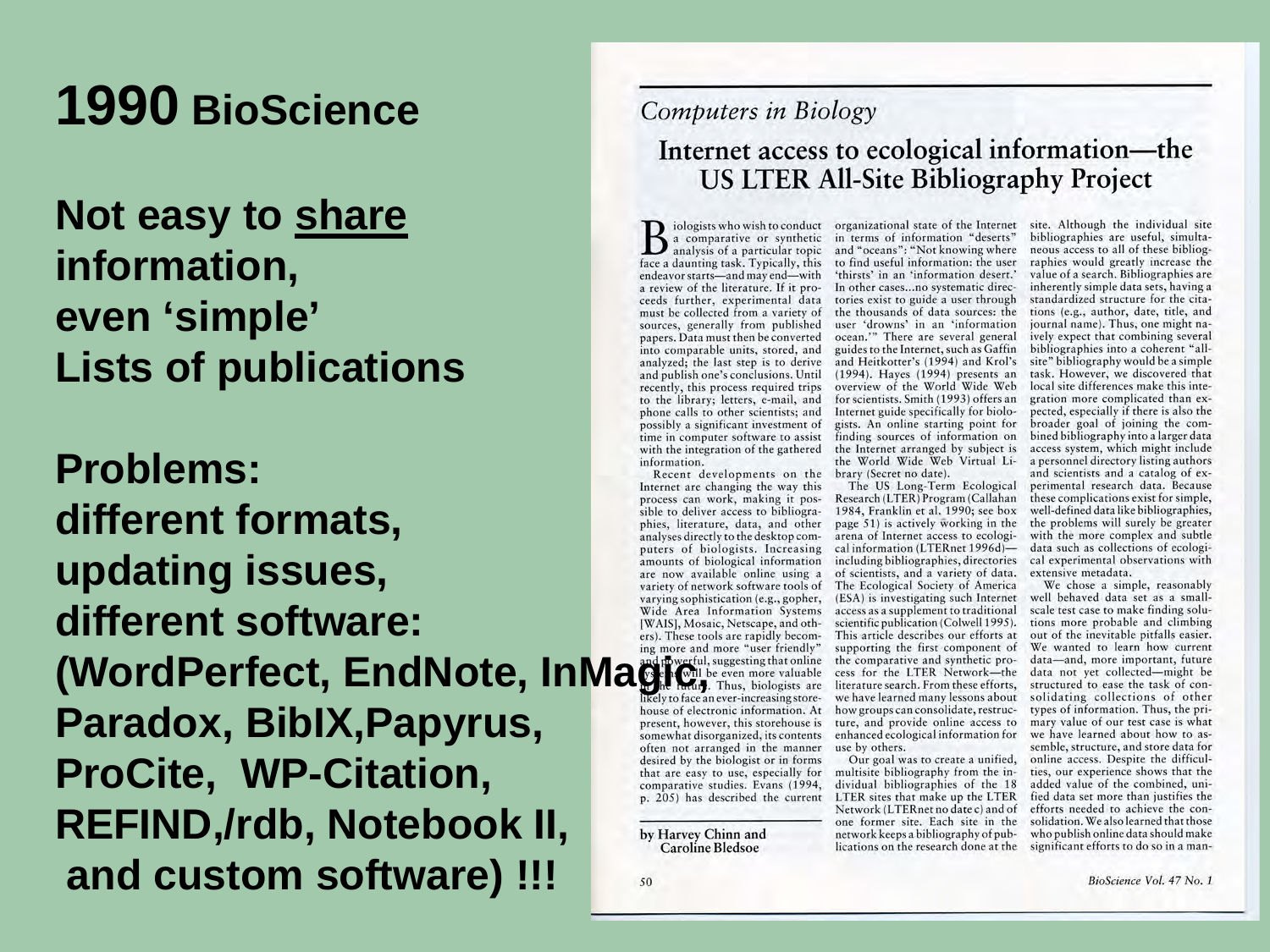# 1990 BioScience

**Not easy to share information, even 'simple' Lists of publications**

**Problems: different formats, updating issues, different software: (WordPerfect, EndNote, InMagic, Paradox, BibIX,Papyrus, ProCite, WP-Citation, REFIND,/rdb, Notebook II, and custom software) !!!**

*Computers in Biology*

## Internet access to ecological information—the US LTER All-Site Bibliography Project

by Harvey Chinn and Caroline Bledsoe

Biologists who wish to conduct a comparative or synthetic analysis of a particular topic face a daunting task. Typically, this endeavor starts—and may end—with a review of the literature. If it proceeds further, experimental data must be collected from a variety of sources, generally from published papers. Data must then be converted into comparable units, stored, and analyzed; the last step is to derive and publish one's conclusions. Until recently, this process required trips to the library; letters, e-mail, and phone calls to other scientists; and possibly a significant investment of time in computer software to assist with the integration of the gathered information.

Recent developments on the Internet are changing the way this process can work, making it possible to deliver access to bibliographies, literature, data, and other analyses directly to the desktop computers of biologists. Increasing amounts of biological information are now available online using a variety of network software tools of varying sophistication (e.g., gopher, Wide Area Information Systems [WAIS], Mosaic, Netscape, and others). These tools are rapidly becoming more and more "user friendly" and powerful, suggesting that online systems will be even more valuable in the future. Thus, biologists are likely to face an ever-increasing storehouse of electronic information. At present, however, this storehouse is somewhat disorganized, its contents often not arranged in the manner desired by the biologist or in forms that are easy to use, especially for comparative studies. Evans (1994, p. 205) has described the current organizational state of the Internet in terms of information "deserts" and "oceans": "Not knowing where to find useful information: the user 'thirsts' in an 'information desert.' In other cases...no systematic directories exist to guide a user through the thousands of data sources: the user 'drowns' in an 'information ocean.'" There are several general guides to the Internet, such as Gaffin and Heitkotter's (1994) and Krol's (1994). Hayes (1994) presents an overview of the World Wide Web for scientists. Smith (1993) offers an Internet guide specifically for biologists. An online starting point for finding sources of information on the Internet arranged by subject is the World Wide Web Virtual Library (Secret no date).

The US Long-Term Ecological Research (LTER) Program (Callahan 1984, Franklin et al. 1990; see box page 51) is actively working in the arena of Internet access to ecological information (LTERnet 1996d)—including bibliographies, directories of scientists, and a variety of data. The Ecological Society of America (ESA) is investigating such Internet access as a supplement to traditional scientific publication (Colwell 1995). This article describes our efforts at supporting the first component of the comparative and synthetic process for the LTER Network—the literature search. From these efforts, we have learned many lessons about how groups can consolidate, restructure, and provide online access to enhanced ecological information for use by others.

Our goal was to create a unified, multisite bibliography from the individual bibliographies of the 18 LTER sites that make up the LTER Network (LTERnet no date c) and of one former site. Each site in the network keeps a bibliography of publications on the research done at the site. Although the individual site bibliographies are useful, simultaneous access to all of these bibliographies would greatly increase the value of a search. Bibliographies are inherently simple data sets, having a standardized structure for the citations (e.g., author, date, title, and journal name). Thus, one might naively expect that combining several bibliographies into a coherent "all-site" bibliography would be a simple task. However, we discovered that local site differences make this integration more complicated than expected, especially if there is also the broader goal of joining the combined bibliography into a larger data access system, which might include a personnel directory listing authors and scientists and a catalog of experimental research data. Because these complications exist for simple, well-defined data like bibliographies, the problems will surely be greater with the more complex and subtle data such as collections of ecological experimental observations with extensive metadata.

We chose a simple, reasonably well behaved data set as a small-scale test case to make finding solutions more probable and climbing out of the inevitable pitfalls easier. We wanted to learn how current data—and, more important, future data not yet collected—might be structured to ease the task of consolidating collections of other types of information. Thus, the primary value of our test case is what we have learned about how to assemble, structure, and store data for online access. Despite the difficulties, our experience shows that the added value of the combined, unified data set more than justifies the efforts needed to achieve the consolidation. We also learned that those who publish online data should make significant efforts to do so in a man-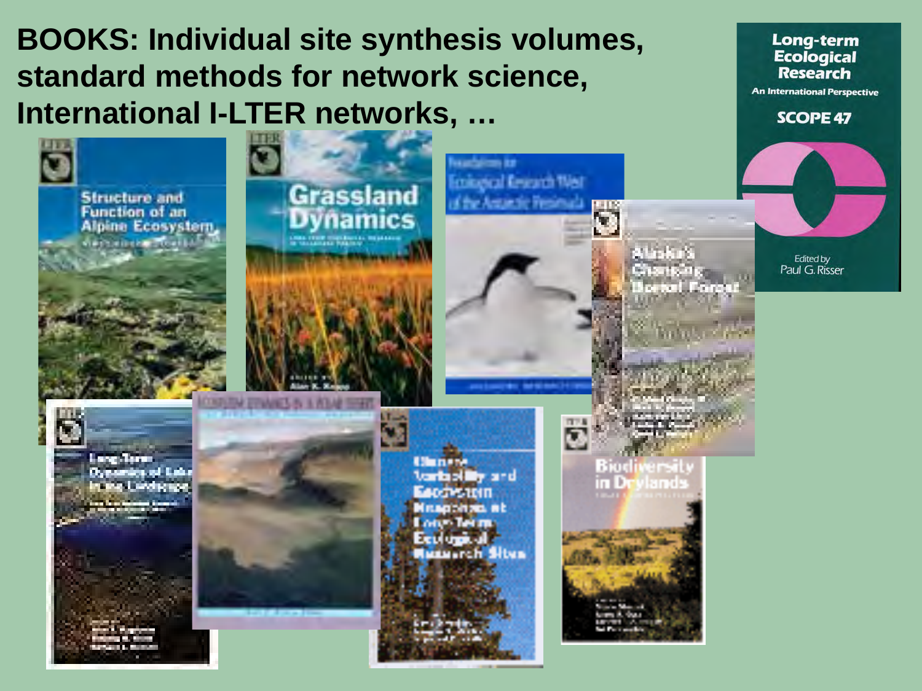# BOOKS: Individual site synthesis volumes, standard methods for network science, International I-LTER networks, …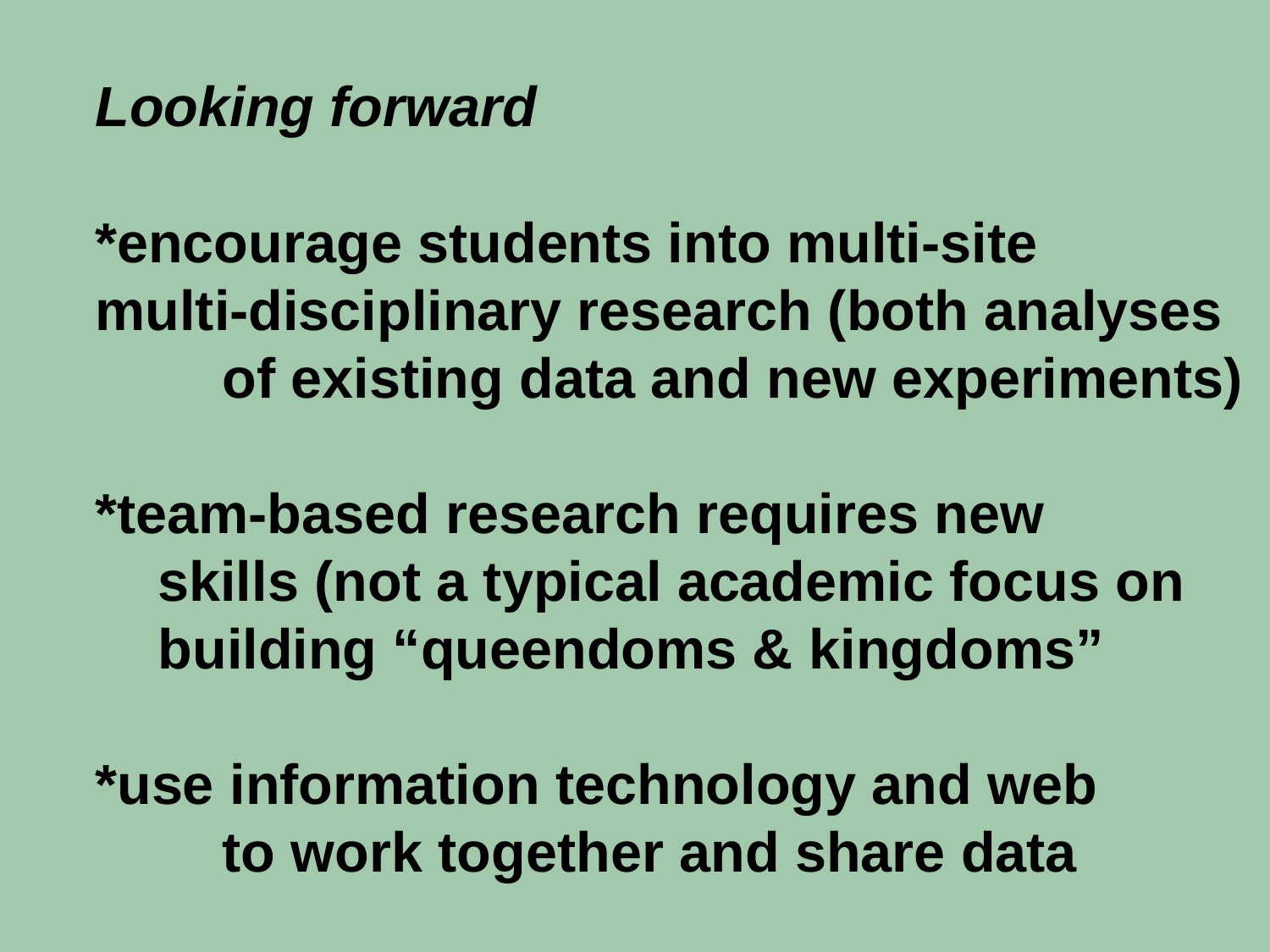*Looking forward*

*encourage students into multi-site multi-disciplinary research (both analyses of existing data and new experiments)

*team-based research requires new skills (not a typical academic focus on building “queendoms & kingdoms”

*use information technology and web to work together and share data